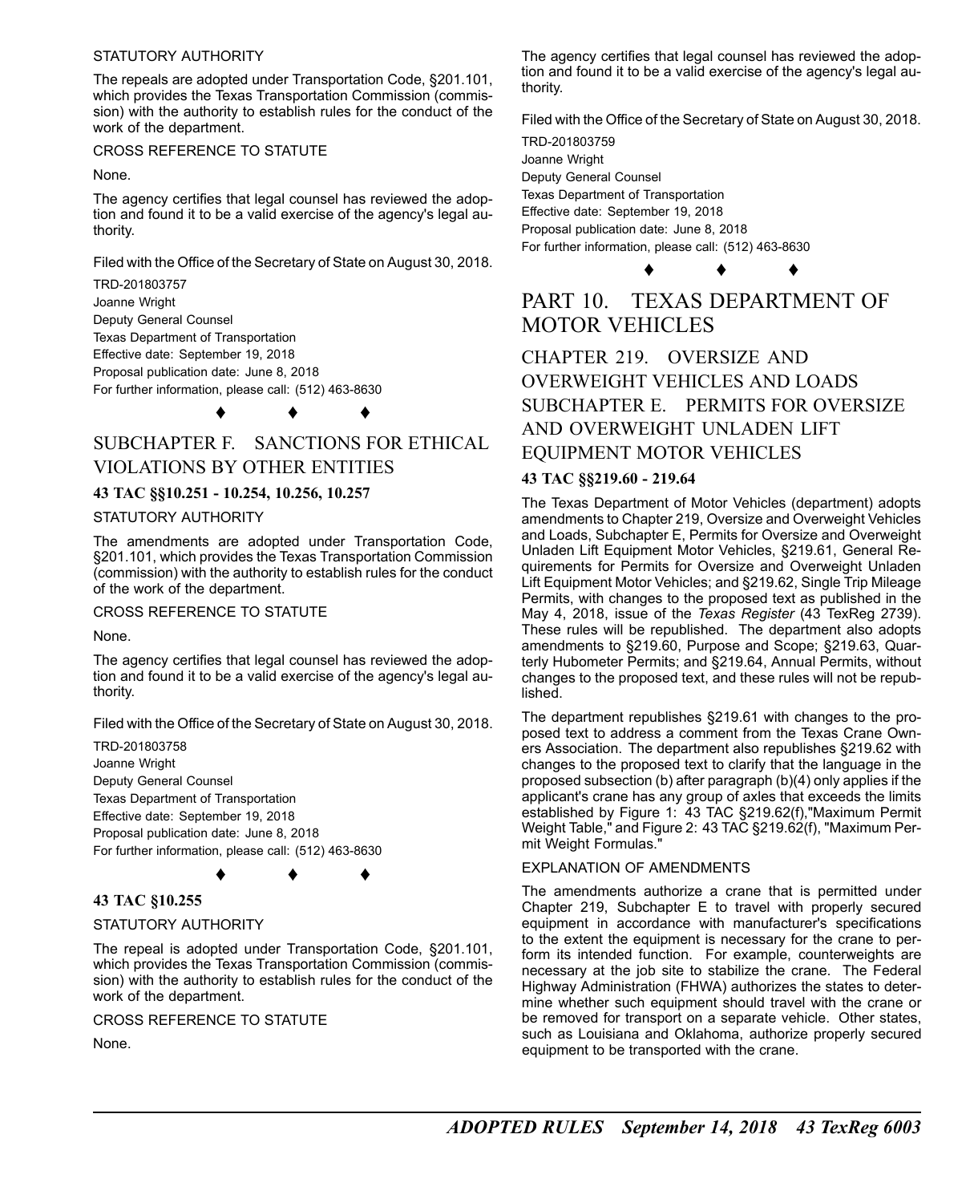STATUTORY AUTHORITY

The repeals are adopted under Transportation Code, §201.101, which provides the Texas Transportation Commission (commission) with the authority to establish rules for the conduct of the work of the department.

CROSS REFERENCE TO STATUTE

None.

The agency certifies that legal counsel has reviewed the adoption and found it to be a valid exercise of the agency's legal authority.

Filed with the Office of the Secretary of State on August 30, 2018.

TRD-201803757
Joanne Wright
Deputy General Counsel
Texas Department of Transportation
Effective date: September 19, 2018
Proposal publication date: June 8, 2018
For further information, please call: (512) 463-8630

♦ ♦ ♦

## SUBCHAPTER F. SANCTIONS FOR ETHICAL VIOLATIONS BY OTHER ENTITIES

### 43 TAC §§10.251 - 10.254, 10.256, 10.257

STATUTORY AUTHORITY

The amendments are adopted under Transportation Code, §201.101, which provides the Texas Transportation Commission (commission) with the authority to establish rules for the conduct of the work of the department.

CROSS REFERENCE TO STATUTE

None.

The agency certifies that legal counsel has reviewed the adoption and found it to be a valid exercise of the agency's legal authority.

Filed with the Office of the Secretary of State on August 30, 2018.

TRD-201803758
Joanne Wright
Deputy General Counsel
Texas Department of Transportation
Effective date: September 19, 2018
Proposal publication date: June 8, 2018
For further information, please call: (512) 463-8630

♦ ♦ ♦

### 43 TAC §10.255

STATUTORY AUTHORITY

The repeal is adopted under Transportation Code, §201.101, which provides the Texas Transportation Commission (commission) with the authority to establish rules for the conduct of the work of the department.

CROSS REFERENCE TO STATUTE

None.

The agency certifies that legal counsel has reviewed the adoption and found it to be a valid exercise of the agency's legal authority.

Filed with the Office of the Secretary of State on August 30, 2018.

TRD-201803759
Joanne Wright
Deputy General Counsel
Texas Department of Transportation
Effective date: September 19, 2018
Proposal publication date: June 8, 2018
For further information, please call: (512) 463-8630

♦ ♦ ♦

# PART 10. TEXAS DEPARTMENT OF MOTOR VEHICLES

## CHAPTER 219. OVERSIZE AND OVERWEIGHT VEHICLES AND LOADS
## SUBCHAPTER E. PERMITS FOR OVERSIZE AND OVERWEIGHT UNLADEN LIFT EQUIPMENT MOTOR VEHICLES

### 43 TAC §§219.60 - 219.64

The Texas Department of Motor Vehicles (department) adopts amendments to Chapter 219, Oversize and Overweight Vehicles and Loads, Subchapter E, Permits for Oversize and Overweight Unladen Lift Equipment Motor Vehicles, §219.61, General Requirements for Permits for Oversize and Overweight Unladen Lift Equipment Motor Vehicles; and §219.62, Single Trip Mileage Permits, with changes to the proposed text as published in the May 4, 2018, issue of the *Texas Register* (43 TexReg 2739). These rules will be republished. The department also adopts amendments to §219.60, Purpose and Scope; §219.63, Quarterly Hubometer Permits; and §219.64, Annual Permits, without changes to the proposed text, and these rules will not be republished.

The department republishes §219.61 with changes to the proposed text to address a comment from the Texas Crane Owners Association. The department also republishes §219.62 with changes to the proposed text to clarify that the language in the proposed subsection (b) after paragraph (b)(4) only applies if the applicant's crane has any group of axles that exceeds the limits established by Figure 1: 43 TAC §219.62(f),"Maximum Permit Weight Table," and Figure 2: 43 TAC §219.62(f), "Maximum Permit Weight Formulas."

EXPLANATION OF AMENDMENTS

The amendments authorize a crane that is permitted under Chapter 219, Subchapter E to travel with properly secured equipment in accordance with manufacturer's specifications to the extent the equipment is necessary for the crane to perform its intended function. For example, counterweights are necessary at the job site to stabilize the crane. The Federal Highway Administration (FHWA) authorizes the states to determine whether such equipment should travel with the crane or be removed for transport on a separate vehicle. Other states, such as Louisiana and Oklahoma, authorize properly secured equipment to be transported with the crane.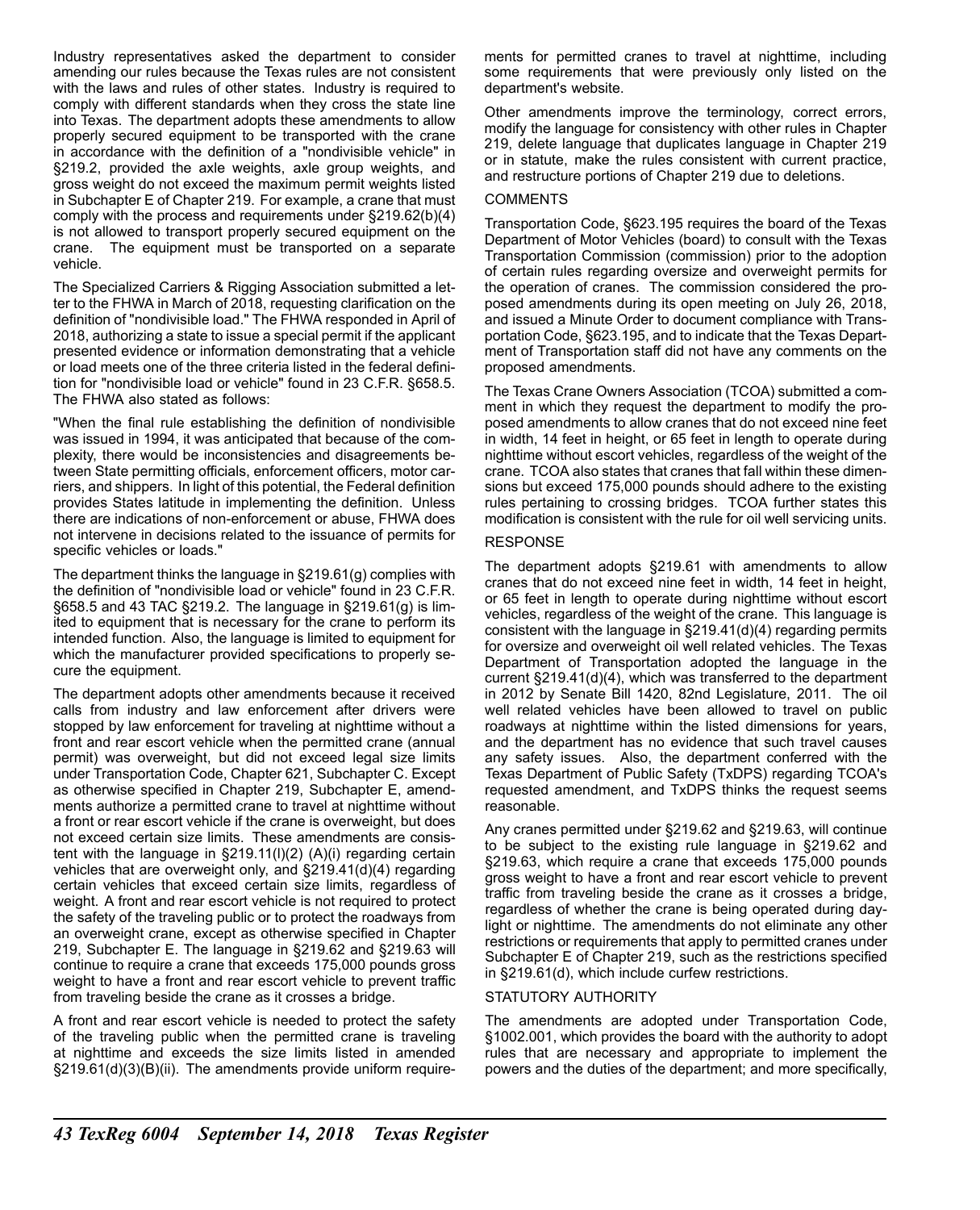Industry representatives asked the department to consider amending our rules because the Texas rules are not consistent with the laws and rules of other states. Industry is required to comply with different standards when they cross the state line into Texas. The department adopts these amendments to allow properly secured equipment to be transported with the crane in accordance with the definition of a "nondivisible vehicle" in §219.2, provided the axle weights, axle group weights, and gross weight do not exceed the maximum permit weights listed in Subchapter E of Chapter 219. For example, a crane that must comply with the process and requirements under §219.62(b)(4) is not allowed to transport properly secured equipment on the crane. The equipment must be transported on a separate vehicle.

The Specialized Carriers & Rigging Association submitted a letter to the FHWA in March of 2018, requesting clarification on the definition of "nondivisible load." The FHWA responded in April of 2018, authorizing a state to issue a special permit if the applicant presented evidence or information demonstrating that a vehicle or load meets one of the three criteria listed in the federal definition for "nondivisible load or vehicle" found in 23 C.F.R. §658.5. The FHWA also stated as follows:

"When the final rule establishing the definition of nondivisible was issued in 1994, it was anticipated that because of the complexity, there would be inconsistencies and disagreements between State permitting officials, enforcement officers, motor carriers, and shippers. In light of this potential, the Federal definition provides States latitude in implementing the definition. Unless there are indications of non-enforcement or abuse, FHWA does not intervene in decisions related to the issuance of permits for specific vehicles or loads."

The department thinks the language in §219.61(g) complies with the definition of "nondivisible load or vehicle" found in 23 C.F.R. §658.5 and 43 TAC §219.2. The language in §219.61(g) is limited to equipment that is necessary for the crane to perform its intended function. Also, the language is limited to equipment for which the manufacturer provided specifications to properly secure the equipment.

The department adopts other amendments because it received calls from industry and law enforcement after drivers were stopped by law enforcement for traveling at nighttime without a front and rear escort vehicle when the permitted crane (annual permit) was overweight, but did not exceed legal size limits under Transportation Code, Chapter 621, Subchapter C. Except as otherwise specified in Chapter 219, Subchapter E, amendments authorize a permitted crane to travel at nighttime without a front or rear escort vehicle if the crane is overweight, but does not exceed certain size limits. These amendments are consistent with the language in §219.11(l)(2) (A)(i) regarding certain vehicles that are overweight only, and §219.41(d)(4) regarding certain vehicles that exceed certain size limits, regardless of weight. A front and rear escort vehicle is not required to protect the safety of the traveling public or to protect the roadways from an overweight crane, except as otherwise specified in Chapter 219, Subchapter E. The language in §219.62 and §219.63 will continue to require a crane that exceeds 175,000 pounds gross weight to have a front and rear escort vehicle to prevent traffic from traveling beside the crane as it crosses a bridge.

A front and rear escort vehicle is needed to protect the safety of the traveling public when the permitted crane is traveling at nighttime and exceeds the size limits listed in amended §219.61(d)(3)(B)(ii). The amendments provide uniform requirements for permitted cranes to travel at nighttime, including some requirements that were previously only listed on the department's website.

Other amendments improve the terminology, correct errors, modify the language for consistency with other rules in Chapter 219, delete language that duplicates language in Chapter 219 or in statute, make the rules consistent with current practice, and restructure portions of Chapter 219 due to deletions.

COMMENTS

Transportation Code, §623.195 requires the board of the Texas Department of Motor Vehicles (board) to consult with the Texas Transportation Commission (commission) prior to the adoption of certain rules regarding oversize and overweight permits for the operation of cranes. The commission considered the proposed amendments during its open meeting on July 26, 2018, and issued a Minute Order to document compliance with Transportation Code, §623.195, and to indicate that the Texas Department of Transportation staff did not have any comments on the proposed amendments.

The Texas Crane Owners Association (TCOA) submitted a comment in which they request the department to modify the proposed amendments to allow cranes that do not exceed nine feet in width, 14 feet in height, or 65 feet in length to operate during nighttime without escort vehicles, regardless of the weight of the crane. TCOA also states that cranes that fall within these dimensions but exceed 175,000 pounds should adhere to the existing rules pertaining to crossing bridges. TCOA further states this modification is consistent with the rule for oil well servicing units.

RESPONSE

The department adopts §219.61 with amendments to allow cranes that do not exceed nine feet in width, 14 feet in height, or 65 feet in length to operate during nighttime without escort vehicles, regardless of the weight of the crane. This language is consistent with the language in §219.41(d)(4) regarding permits for oversize and overweight oil well related vehicles. The Texas Department of Transportation adopted the language in the current §219.41(d)(4), which was transferred to the department in 2012 by Senate Bill 1420, 82nd Legislature, 2011. The oil well related vehicles have been allowed to travel on public roadways at nighttime within the listed dimensions for years, and the department has no evidence that such travel causes any safety issues. Also, the department conferred with the Texas Department of Public Safety (TxDPS) regarding TCOA's requested amendment, and TxDPS thinks the request seems reasonable.

Any cranes permitted under §219.62 and §219.63, will continue to be subject to the existing rule language in §219.62 and §219.63, which require a crane that exceeds 175,000 pounds gross weight to have a front and rear escort vehicle to prevent traffic from traveling beside the crane as it crosses a bridge, regardless of whether the crane is being operated during daylight or nighttime. The amendments do not eliminate any other restrictions or requirements that apply to permitted cranes under Subchapter E of Chapter 219, such as the restrictions specified in §219.61(d), which include curfew restrictions.

STATUTORY AUTHORITY

The amendments are adopted under Transportation Code, §1002.001, which provides the board with the authority to adopt rules that are necessary and appropriate to implement the powers and the duties of the department; and more specifically,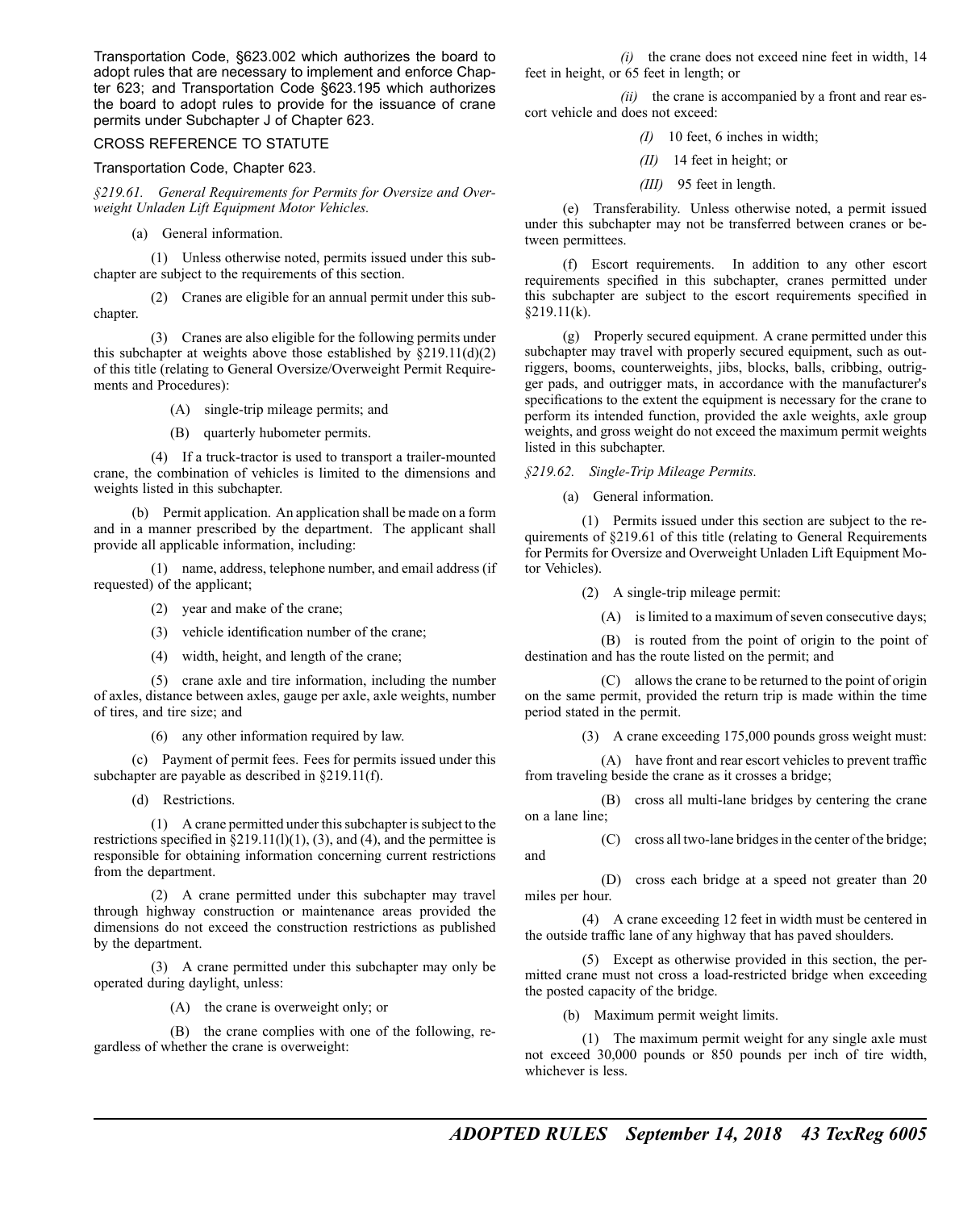Transportation Code, §623.002 which authorizes the board to adopt rules that are necessary to implement and enforce Chapter 623; and Transportation Code §623.195 which authorizes the board to adopt rules to provide for the issuance of crane permits under Subchapter J of Chapter 623.

CROSS REFERENCE TO STATUTE

Transportation Code, Chapter 623.

*§219.61. General Requirements for Permits for Oversize and Overweight Unladen Lift Equipment Motor Vehicles.*

(a) General information.

(1) Unless otherwise noted, permits issued under this subchapter are subject to the requirements of this section.

(2) Cranes are eligible for an annual permit under this subchapter.

(3) Cranes are also eligible for the following permits under this subchapter at weights above those established by §219.11(d)(2) of this title (relating to General Oversize/Overweight Permit Requirements and Procedures):

(A) single-trip mileage permits; and

(B) quarterly hubometer permits.

(4) If a truck-tractor is used to transport a trailer-mounted crane, the combination of vehicles is limited to the dimensions and weights listed in this subchapter.

(b) Permit application. An application shall be made on a form and in a manner prescribed by the department. The applicant shall provide all applicable information, including:

(1) name, address, telephone number, and email address (if requested) of the applicant;

(2) year and make of the crane;

(3) vehicle identification number of the crane;

(4) width, height, and length of the crane;

(5) crane axle and tire information, including the number of axles, distance between axles, gauge per axle, axle weights, number of tires, and tire size; and

(6) any other information required by law.

(c) Payment of permit fees. Fees for permits issued under this subchapter are payable as described in §219.11(f).

(d) Restrictions.

(1) A crane permitted under this subchapter is subject to the restrictions specified in §219.11(l)(1), (3), and (4), and the permittee is responsible for obtaining information concerning current restrictions from the department.

(2) A crane permitted under this subchapter may travel through highway construction or maintenance areas provided the dimensions do not exceed the construction restrictions as published by the department.

(3) A crane permitted under this subchapter may only be operated during daylight, unless:

(A) the crane is overweight only; or

(B) the crane complies with one of the following, regardless of whether the crane is overweight:

*(i)* the crane does not exceed nine feet in width, 14 feet in height, or 65 feet in length; or

*(ii)* the crane is accompanied by a front and rear escort vehicle and does not exceed:

*(I)* 10 feet, 6 inches in width;

*(II)* 14 feet in height; or

*(III)* 95 feet in length.

(e) Transferability. Unless otherwise noted, a permit issued under this subchapter may not be transferred between cranes or between permittees.

(f) Escort requirements. In addition to any other escort requirements specified in this subchapter, cranes permitted under this subchapter are subject to the escort requirements specified in §219.11(k).

(g) Properly secured equipment. A crane permitted under this subchapter may travel with properly secured equipment, such as outriggers, booms, counterweights, jibs, blocks, balls, cribbing, outrigger pads, and outrigger mats, in accordance with the manufacturer's specifications to the extent the equipment is necessary for the crane to perform its intended function, provided the axle weights, axle group weights, and gross weight do not exceed the maximum permit weights listed in this subchapter.

*§219.62. Single-Trip Mileage Permits.*

(a) General information.

(1) Permits issued under this section are subject to the requirements of §219.61 of this title (relating to General Requirements for Permits for Oversize and Overweight Unladen Lift Equipment Motor Vehicles).

(2) A single-trip mileage permit:

(A) is limited to a maximum of seven consecutive days;

(B) is routed from the point of origin to the point of destination and has the route listed on the permit; and

(C) allows the crane to be returned to the point of origin on the same permit, provided the return trip is made within the time period stated in the permit.

(3) A crane exceeding 175,000 pounds gross weight must:

(A) have front and rear escort vehicles to prevent traffic from traveling beside the crane as it crosses a bridge;

(B) cross all multi-lane bridges by centering the crane on a lane line;

(C) cross all two-lane bridges in the center of the bridge; and

(D) cross each bridge at a speed not greater than 20 miles per hour.

(4) A crane exceeding 12 feet in width must be centered in the outside traffic lane of any highway that has paved shoulders.

(5) Except as otherwise provided in this section, the permitted crane must not cross a load-restricted bridge when exceeding the posted capacity of the bridge.

(b) Maximum permit weight limits.

(1) The maximum permit weight for any single axle must not exceed 30,000 pounds or 850 pounds per inch of tire width, whichever is less.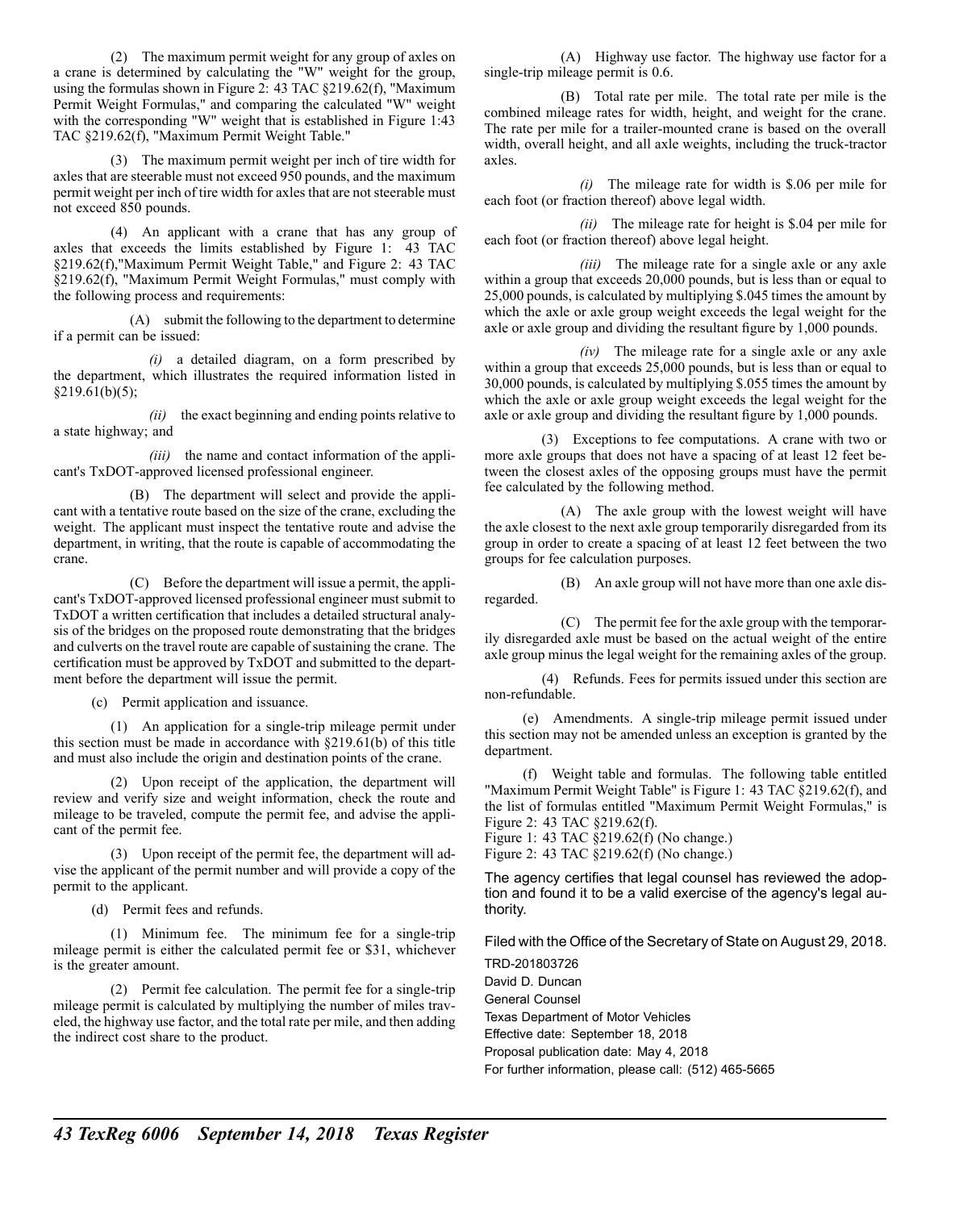(2) The maximum permit weight for any group of axles on a crane is determined by calculating the "W" weight for the group, using the formulas shown in Figure 2: 43 TAC §219.62(f), "Maximum Permit Weight Formulas," and comparing the calculated "W" weight with the corresponding "W" weight that is established in Figure 1:43 TAC §219.62(f), "Maximum Permit Weight Table."

(3) The maximum permit weight per inch of tire width for axles that are steerable must not exceed 950 pounds, and the maximum permit weight per inch of tire width for axles that are not steerable must not exceed 850 pounds.

(4) An applicant with a crane that has any group of axles that exceeds the limits established by Figure 1: 43 TAC §219.62(f),"Maximum Permit Weight Table," and Figure 2: 43 TAC §219.62(f), "Maximum Permit Weight Formulas," must comply with the following process and requirements:

(A) submit the following to the department to determine if a permit can be issued:

*(i)* a detailed diagram, on a form prescribed by the department, which illustrates the required information listed in §219.61(b)(5);

*(ii)* the exact beginning and ending points relative to a state highway; and

*(iii)* the name and contact information of the applicant's TxDOT-approved licensed professional engineer.

(B) The department will select and provide the applicant with a tentative route based on the size of the crane, excluding the weight. The applicant must inspect the tentative route and advise the department, in writing, that the route is capable of accommodating the crane.

(C) Before the department will issue a permit, the applicant's TxDOT-approved licensed professional engineer must submit to TxDOT a written certification that includes a detailed structural analysis of the bridges on the proposed route demonstrating that the bridges and culverts on the travel route are capable of sustaining the crane. The certification must be approved by TxDOT and submitted to the department before the department will issue the permit.

(c) Permit application and issuance.

(1) An application for a single-trip mileage permit under this section must be made in accordance with §219.61(b) of this title and must also include the origin and destination points of the crane.

(2) Upon receipt of the application, the department will review and verify size and weight information, check the route and mileage to be traveled, compute the permit fee, and advise the applicant of the permit fee.

(3) Upon receipt of the permit fee, the department will advise the applicant of the permit number and will provide a copy of the permit to the applicant.

(d) Permit fees and refunds.

(1) Minimum fee. The minimum fee for a single-trip mileage permit is either the calculated permit fee or $31, whichever is the greater amount.

(2) Permit fee calculation. The permit fee for a single-trip mileage permit is calculated by multiplying the number of miles traveled, the highway use factor, and the total rate per mile, and then adding the indirect cost share to the product.

(A) Highway use factor. The highway use factor for a single-trip mileage permit is 0.6.

(B) Total rate per mile. The total rate per mile is the combined mileage rates for width, height, and weight for the crane. The rate per mile for a trailer-mounted crane is based on the overall width, overall height, and all axle weights, including the truck-tractor axles.

*(i)* The mileage rate for width is $.06 per mile for each foot (or fraction thereof) above legal width.

*(ii)* The mileage rate for height is $.04 per mile for each foot (or fraction thereof) above legal height.

*(iii)* The mileage rate for a single axle or any axle within a group that exceeds 20,000 pounds, but is less than or equal to 25,000 pounds, is calculated by multiplying $.045 times the amount by which the axle or axle group weight exceeds the legal weight for the axle or axle group and dividing the resultant figure by 1,000 pounds.

*(iv)* The mileage rate for a single axle or any axle within a group that exceeds 25,000 pounds, but is less than or equal to 30,000 pounds, is calculated by multiplying $.055 times the amount by which the axle or axle group weight exceeds the legal weight for the axle or axle group and dividing the resultant figure by 1,000 pounds.

(3) Exceptions to fee computations. A crane with two or more axle groups that does not have a spacing of at least 12 feet between the closest axles of the opposing groups must have the permit fee calculated by the following method.

(A) The axle group with the lowest weight will have the axle closest to the next axle group temporarily disregarded from its group in order to create a spacing of at least 12 feet between the two groups for fee calculation purposes.

(B) An axle group will not have more than one axle disregarded.

(C) The permit fee for the axle group with the temporarily disregarded axle must be based on the actual weight of the entire axle group minus the legal weight for the remaining axles of the group.

(4) Refunds. Fees for permits issued under this section are non-refundable.

(e) Amendments. A single-trip mileage permit issued under this section may not be amended unless an exception is granted by the department.

(f) Weight table and formulas. The following table entitled "Maximum Permit Weight Table" is Figure 1: 43 TAC §219.62(f), and the list of formulas entitled "Maximum Permit Weight Formulas," is Figure 2: 43 TAC §219.62(f).

Figure 1: 43 TAC §219.62(f) (No change.)

Figure 2: 43 TAC §219.62(f) (No change.)

The agency certifies that legal counsel has reviewed the adoption and found it to be a valid exercise of the agency's legal authority.

Filed with the Office of the Secretary of State on August 29, 2018.

TRD-201803726
David D. Duncan
General Counsel
Texas Department of Motor Vehicles
Effective date: September 18, 2018
Proposal publication date: May 4, 2018
For further information, please call: (512) 465-5665